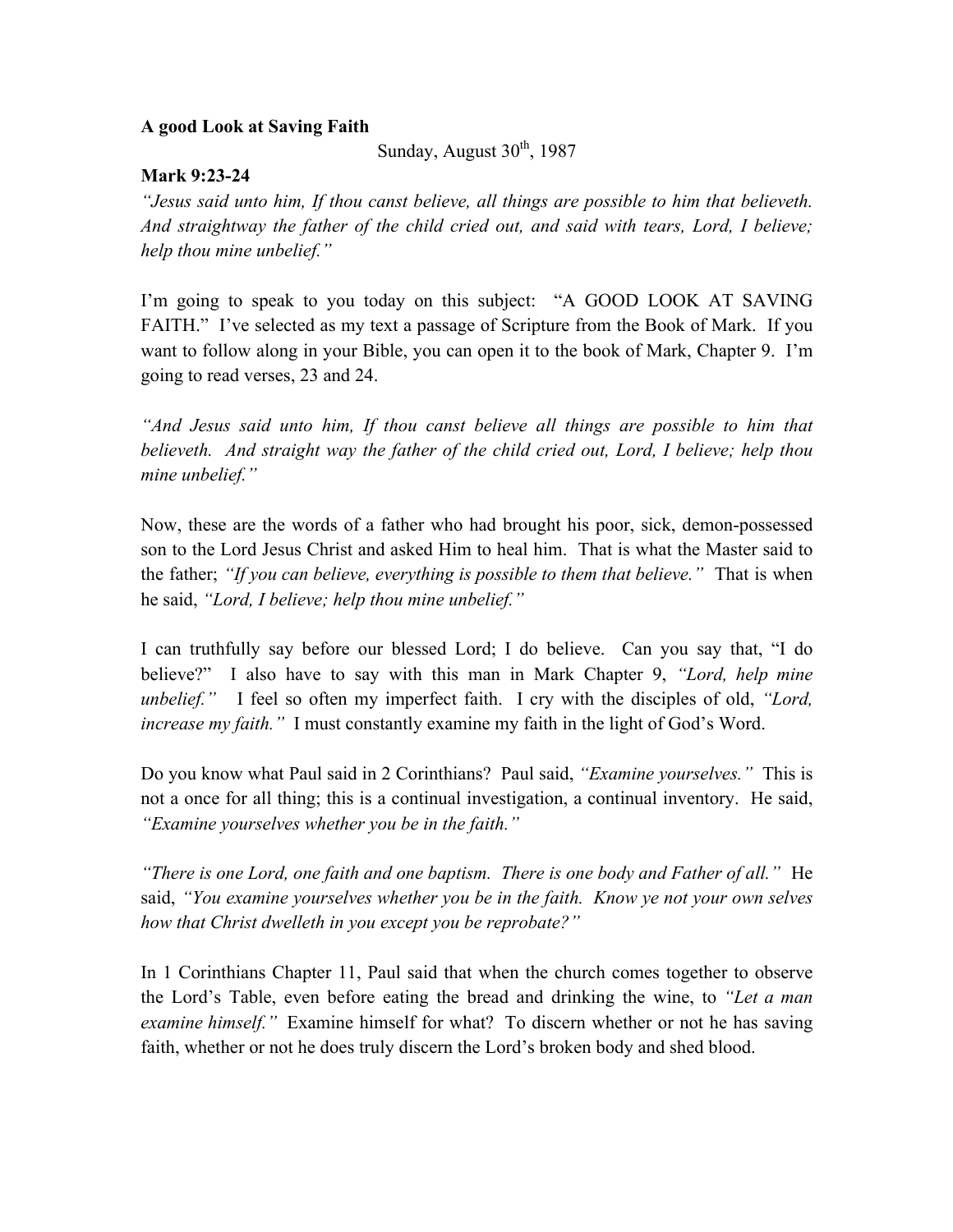**A good Look at Saving Faith**

Sunday, August 30th, 1987

**Mark 9:23-24**

*"Jesus said unto him, If thou canst believe, all things are possible to him that believeth. And straightway the father of the child cried out, and said with tears, Lord, I believe; help thou mine unbelief."*

I'm going to speak to you today on this subject: "A GOOD LOOK AT SAVING FAITH." I've selected as my text a passage of Scripture from the Book of Mark. If you want to follow along in your Bible, you can open it to the book of Mark, Chapter 9. I'm going to read verses, 23 and 24.

*"And Jesus said unto him, If thou canst believe all things are possible to him that believeth. And straight way the father of the child cried out, Lord, I believe; help thou mine unbelief."*

Now, these are the words of a father who had brought his poor, sick, demon-possessed son to the Lord Jesus Christ and asked Him to heal him. That is what the Master said to the father; *"If you can believe, everything is possible to them that believe."* That is when he said, *"Lord, I believe; help thou mine unbelief."*

I can truthfully say before our blessed Lord; I do believe. Can you say that, "I do believe?" I also have to say with this man in Mark Chapter 9, *"Lord, help mine unbelief."* I feel so often my imperfect faith. I cry with the disciples of old, *"Lord, increase my faith."* I must constantly examine my faith in the light of God's Word.

Do you know what Paul said in 2 Corinthians? Paul said, *"Examine yourselves."* This is not a once for all thing; this is a continual investigation, a continual inventory. He said, *"Examine yourselves whether you be in the faith."*

*"There is one Lord, one faith and one baptism. There is one body and Father of all."* He said, *"You examine yourselves whether you be in the faith. Know ye not your own selves how that Christ dwelleth in you except you be reprobate?"*

In 1 Corinthians Chapter 11, Paul said that when the church comes together to observe the Lord's Table, even before eating the bread and drinking the wine, to *"Let a man examine himself."* Examine himself for what? To discern whether or not he has saving faith, whether or not he does truly discern the Lord's broken body and shed blood.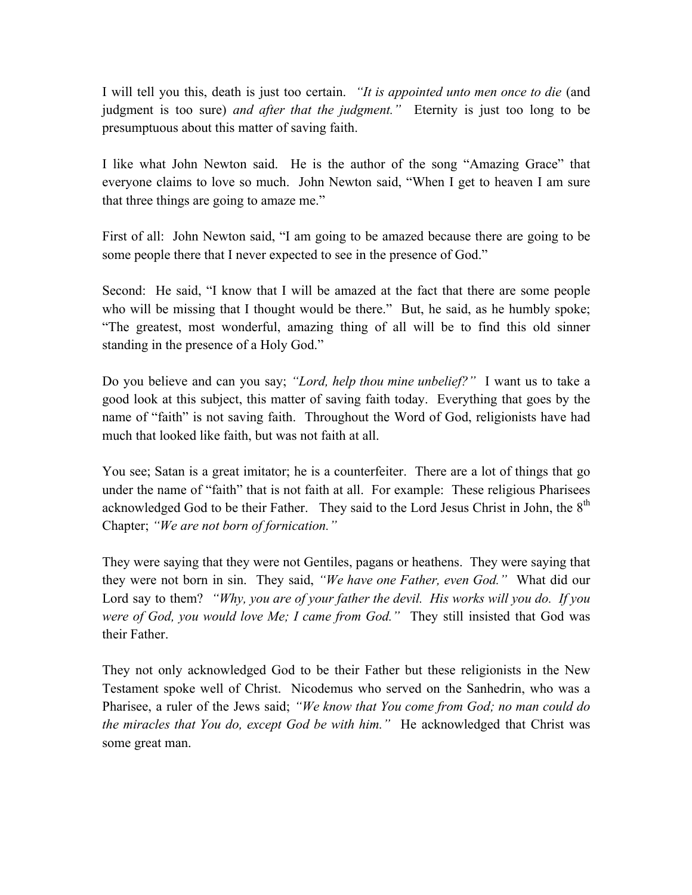I will tell you this, death is just too certain. *"It is appointed unto men once to die* (and judgment is too sure) *and after that the judgment."* Eternity is just too long to be presumptuous about this matter of saving faith.

I like what John Newton said. He is the author of the song "Amazing Grace" that everyone claims to love so much. John Newton said, "When I get to heaven I am sure that three things are going to amaze me."

First of all: John Newton said, "I am going to be amazed because there are going to be some people there that I never expected to see in the presence of God."

Second: He said, "I know that I will be amazed at the fact that there are some people who will be missing that I thought would be there." But, he said, as he humbly spoke; "The greatest, most wonderful, amazing thing of all will be to find this old sinner standing in the presence of a Holy God."

Do you believe and can you say; *"Lord, help thou mine unbelief?"* I want us to take a good look at this subject, this matter of saving faith today. Everything that goes by the name of "faith" is not saving faith. Throughout the Word of God, religionists have had much that looked like faith, but was not faith at all.

You see; Satan is a great imitator; he is a counterfeiter. There are a lot of things that go under the name of "faith" that is not faith at all. For example: These religious Pharisees acknowledged God to be their Father. They said to the Lord Jesus Christ in John, the 8th Chapter; *"We are not born of fornication."*

They were saying that they were not Gentiles, pagans or heathens. They were saying that they were not born in sin. They said, *"We have one Father, even God."* What did our Lord say to them? *"Why, you are of your father the devil. His works will you do. If you were of God, you would love Me; I came from God."* They still insisted that God was their Father.

They not only acknowledged God to be their Father but these religionists in the New Testament spoke well of Christ. Nicodemus who served on the Sanhedrin, who was a Pharisee, a ruler of the Jews said; *"We know that You come from God; no man could do the miracles that You do, except God be with him."* He acknowledged that Christ was some great man.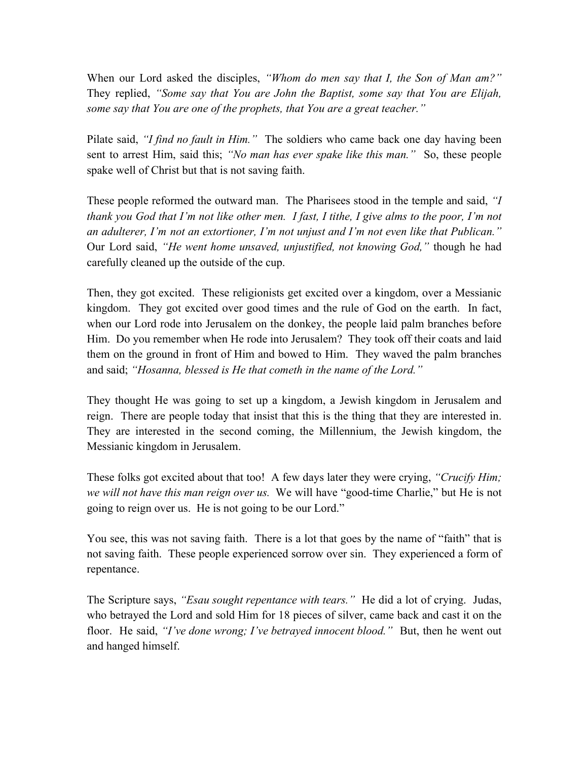When our Lord asked the disciples, *"Whom do men say that I, the Son of Man am?"* They replied, *"Some say that You are John the Baptist, some say that You are Elijah, some say that You are one of the prophets, that You are a great teacher."*

Pilate said, *"I find no fault in Him."* The soldiers who came back one day having been sent to arrest Him, said this; *"No man has ever spake like this man."* So, these people spake well of Christ but that is not saving faith.

These people reformed the outward man. The Pharisees stood in the temple and said, *"I thank you God that I'm not like other men. I fast, I tithe, I give alms to the poor, I'm not an adulterer, I'm not an extortioner, I'm not unjust and I'm not even like that Publican."* Our Lord said, *"He went home unsaved, unjustified, not knowing God,"* though he had carefully cleaned up the outside of the cup.

Then, they got excited. These religionists get excited over a kingdom, over a Messianic kingdom. They got excited over good times and the rule of God on the earth. In fact, when our Lord rode into Jerusalem on the donkey, the people laid palm branches before Him. Do you remember when He rode into Jerusalem? They took off their coats and laid them on the ground in front of Him and bowed to Him. They waved the palm branches and said; *"Hosanna, blessed is He that cometh in the name of the Lord."*

They thought He was going to set up a kingdom, a Jewish kingdom in Jerusalem and reign. There are people today that insist that this is the thing that they are interested in. They are interested in the second coming, the Millennium, the Jewish kingdom, the Messianic kingdom in Jerusalem.

These folks got excited about that too! A few days later they were crying, *"Crucify Him; we will not have this man reign over us.* We will have "good-time Charlie," but He is not going to reign over us. He is not going to be our Lord."

You see, this was not saving faith. There is a lot that goes by the name of "faith" that is not saving faith. These people experienced sorrow over sin. They experienced a form of repentance.

The Scripture says, *"Esau sought repentance with tears."* He did a lot of crying. Judas, who betrayed the Lord and sold Him for 18 pieces of silver, came back and cast it on the floor. He said, *"I've done wrong; I've betrayed innocent blood."* But, then he went out and hanged himself.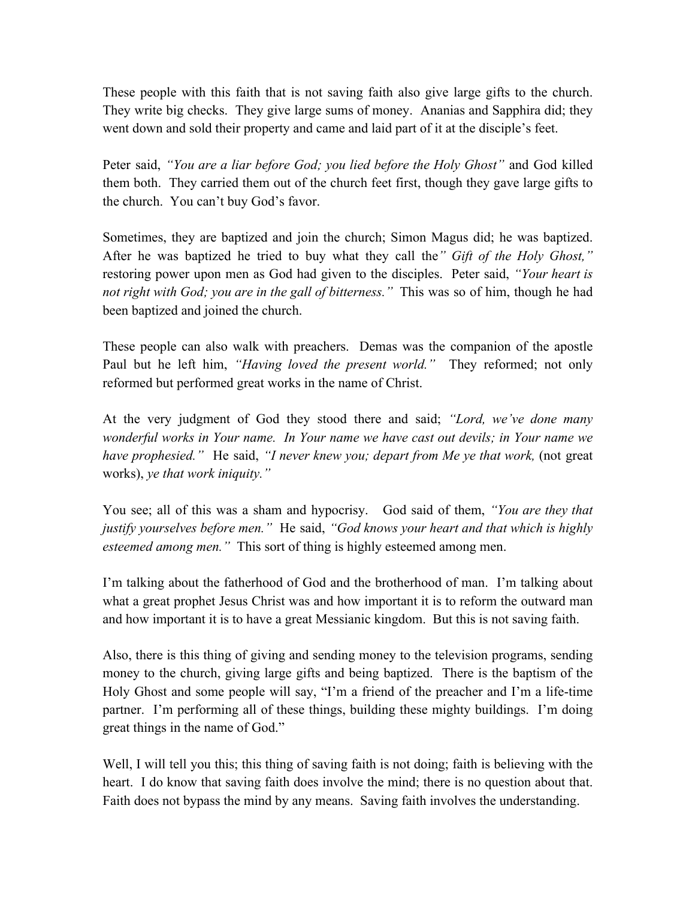These people with this faith that is not saving faith also give large gifts to the church. They write big checks. They give large sums of money. Ananias and Sapphira did; they went down and sold their property and came and laid part of it at the disciple's feet.

Peter said, *"You are a liar before God; you lied before the Holy Ghost"* and God killed them both. They carried them out of the church feet first, though they gave large gifts to the church. You can't buy God's favor.

Sometimes, they are baptized and join the church; Simon Magus did; he was baptized. After he was baptized he tried to buy what they call the*" Gift of the Holy Ghost,"* restoring power upon men as God had given to the disciples. Peter said, *"Your heart is not right with God; you are in the gall of bitterness."* This was so of him, though he had been baptized and joined the church.

These people can also walk with preachers. Demas was the companion of the apostle Paul but he left him, *"Having loved the present world."* They reformed; not only reformed but performed great works in the name of Christ.

At the very judgment of God they stood there and said; *"Lord, we've done many wonderful works in Your name. In Your name we have cast out devils; in Your name we have prophesied."* He said, *"I never knew you; depart from Me ye that work,* (not great works), *ye that work iniquity."*

You see; all of this was a sham and hypocrisy. God said of them, *"You are they that justify yourselves before men."* He said, *"God knows your heart and that which is highly esteemed among men."* This sort of thing is highly esteemed among men.

I'm talking about the fatherhood of God and the brotherhood of man. I'm talking about what a great prophet Jesus Christ was and how important it is to reform the outward man and how important it is to have a great Messianic kingdom. But this is not saving faith.

Also, there is this thing of giving and sending money to the television programs, sending money to the church, giving large gifts and being baptized. There is the baptism of the Holy Ghost and some people will say, "I'm a friend of the preacher and I'm a life-time partner. I'm performing all of these things, building these mighty buildings. I'm doing great things in the name of God."

Well, I will tell you this; this thing of saving faith is not doing; faith is believing with the heart. I do know that saving faith does involve the mind; there is no question about that. Faith does not bypass the mind by any means. Saving faith involves the understanding.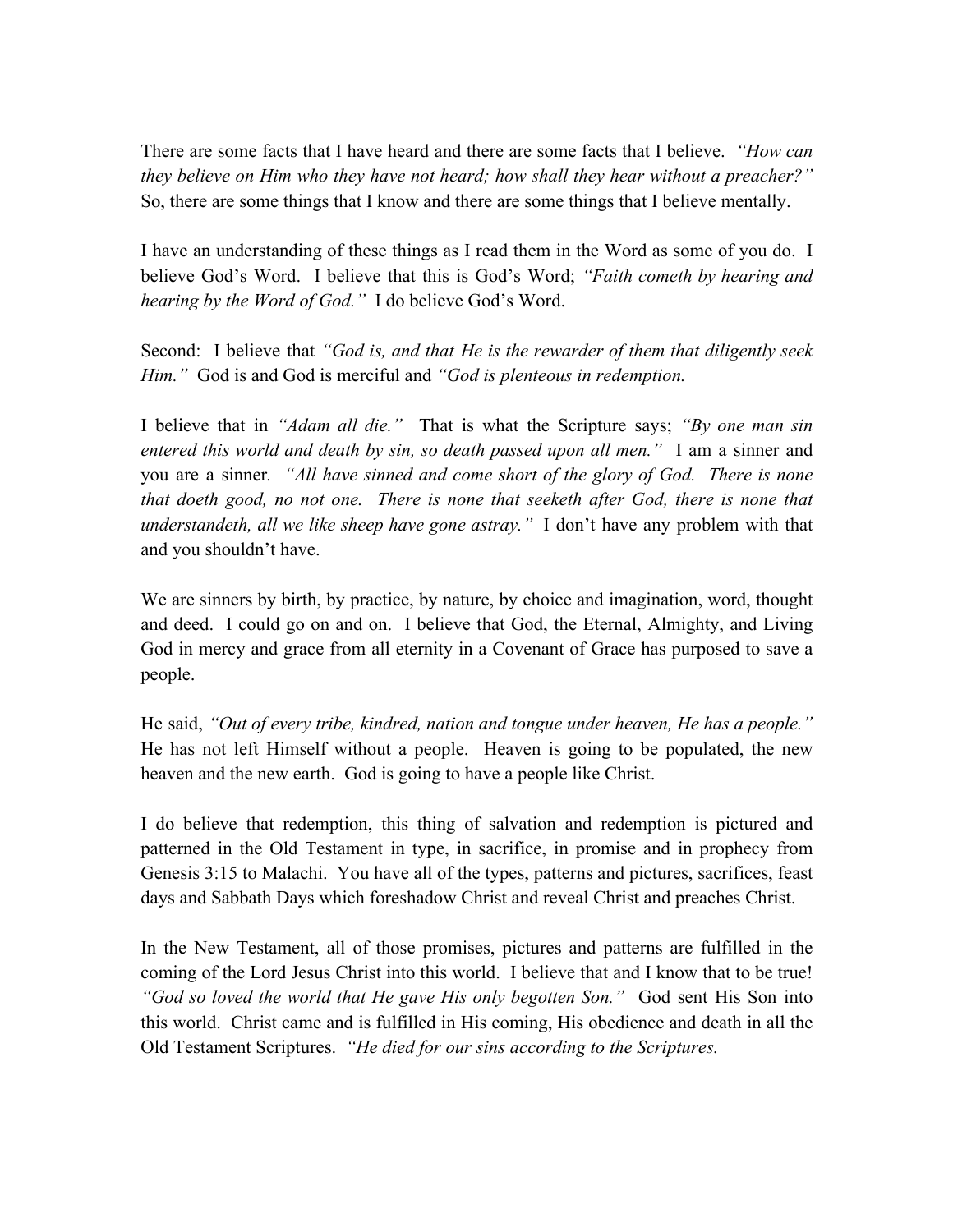There are some facts that I have heard and there are some facts that I believe. *"How can they believe on Him who they have not heard; how shall they hear without a preacher?"* So, there are some things that I know and there are some things that I believe mentally.

I have an understanding of these things as I read them in the Word as some of you do. I believe God's Word. I believe that this is God's Word; *"Faith cometh by hearing and hearing by the Word of God."* I do believe God's Word.

Second: I believe that *"God is, and that He is the rewarder of them that diligently seek Him."* God is and God is merciful and *"God is plenteous in redemption.*

I believe that in *"Adam all die."* That is what the Scripture says; *"By one man sin entered this world and death by sin, so death passed upon all men."* I am a sinner and you are a sinner. *"All have sinned and come short of the glory of God. There is none that doeth good, no not one. There is none that seeketh after God, there is none that understandeth, all we like sheep have gone astray."* I don't have any problem with that and you shouldn't have.

We are sinners by birth, by practice, by nature, by choice and imagination, word, thought and deed. I could go on and on. I believe that God, the Eternal, Almighty, and Living God in mercy and grace from all eternity in a Covenant of Grace has purposed to save a people.

He said, *"Out of every tribe, kindred, nation and tongue under heaven, He has a people."* He has not left Himself without a people. Heaven is going to be populated, the new heaven and the new earth. God is going to have a people like Christ.

I do believe that redemption, this thing of salvation and redemption is pictured and patterned in the Old Testament in type, in sacrifice, in promise and in prophecy from Genesis 3:15 to Malachi. You have all of the types, patterns and pictures, sacrifices, feast days and Sabbath Days which foreshadow Christ and reveal Christ and preaches Christ.

In the New Testament, all of those promises, pictures and patterns are fulfilled in the coming of the Lord Jesus Christ into this world. I believe that and I know that to be true! *"God so loved the world that He gave His only begotten Son."* God sent His Son into this world. Christ came and is fulfilled in His coming, His obedience and death in all the Old Testament Scriptures. *"He died for our sins according to the Scriptures.*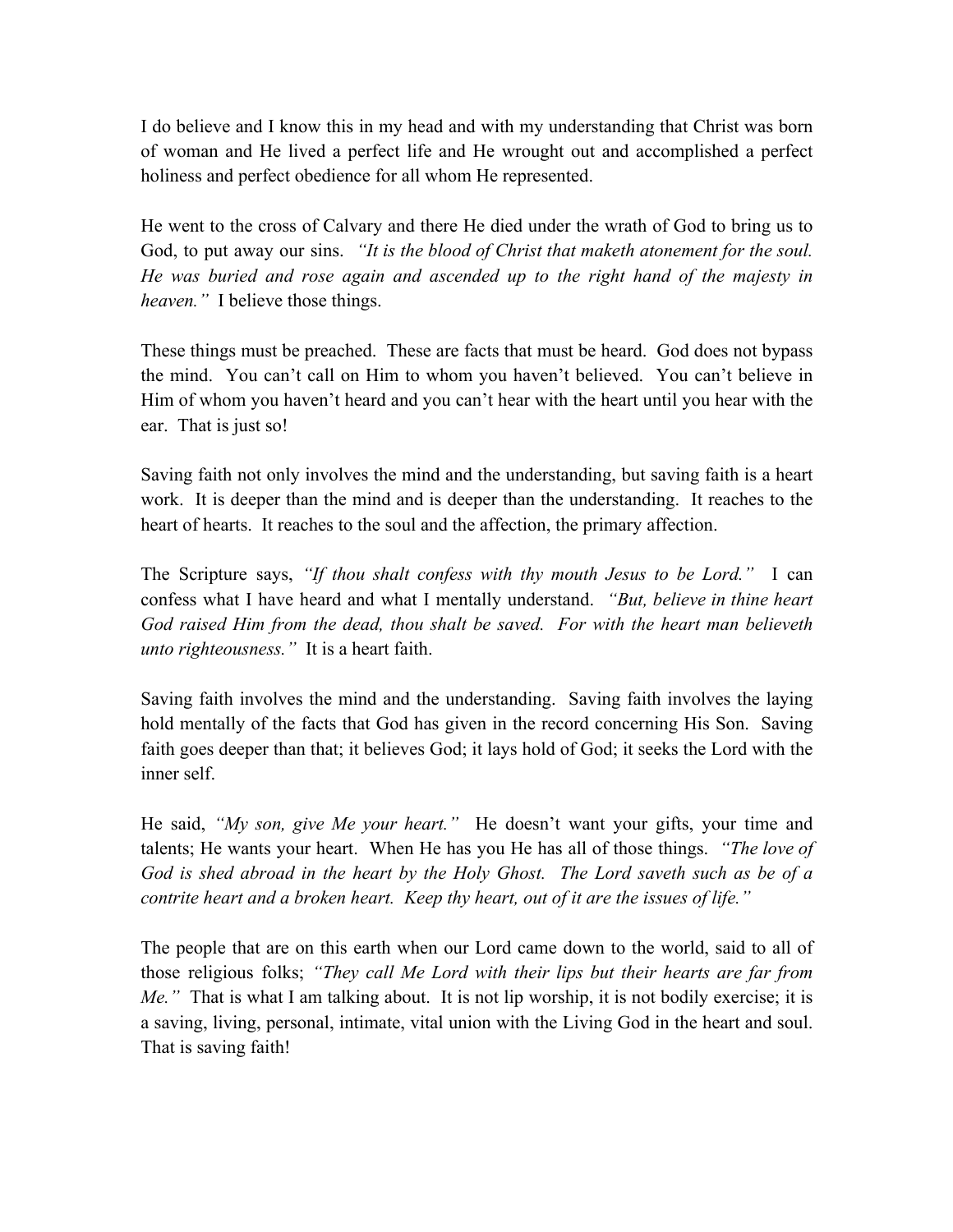I do believe and I know this in my head and with my understanding that Christ was born of woman and He lived a perfect life and He wrought out and accomplished a perfect holiness and perfect obedience for all whom He represented.

He went to the cross of Calvary and there He died under the wrath of God to bring us to God, to put away our sins. *"It is the blood of Christ that maketh atonement for the soul. He was buried and rose again and ascended up to the right hand of the majesty in heaven."* I believe those things.

These things must be preached. These are facts that must be heard. God does not bypass the mind. You can't call on Him to whom you haven't believed. You can't believe in Him of whom you haven't heard and you can't hear with the heart until you hear with the ear. That is just so!

Saving faith not only involves the mind and the understanding, but saving faith is a heart work. It is deeper than the mind and is deeper than the understanding. It reaches to the heart of hearts. It reaches to the soul and the affection, the primary affection.

The Scripture says, *"If thou shalt confess with thy mouth Jesus to be Lord."* I can confess what I have heard and what I mentally understand. *"But, believe in thine heart God raised Him from the dead, thou shalt be saved. For with the heart man believeth unto righteousness."* It is a heart faith.

Saving faith involves the mind and the understanding. Saving faith involves the laying hold mentally of the facts that God has given in the record concerning His Son. Saving faith goes deeper than that; it believes God; it lays hold of God; it seeks the Lord with the inner self.

He said, *"My son, give Me your heart."* He doesn't want your gifts, your time and talents; He wants your heart. When He has you He has all of those things. *"The love of God is shed abroad in the heart by the Holy Ghost. The Lord saveth such as be of a contrite heart and a broken heart. Keep thy heart, out of it are the issues of life."*

The people that are on this earth when our Lord came down to the world, said to all of those religious folks; *"They call Me Lord with their lips but their hearts are far from Me."* That is what I am talking about. It is not lip worship, it is not bodily exercise; it is a saving, living, personal, intimate, vital union with the Living God in the heart and soul. That is saving faith!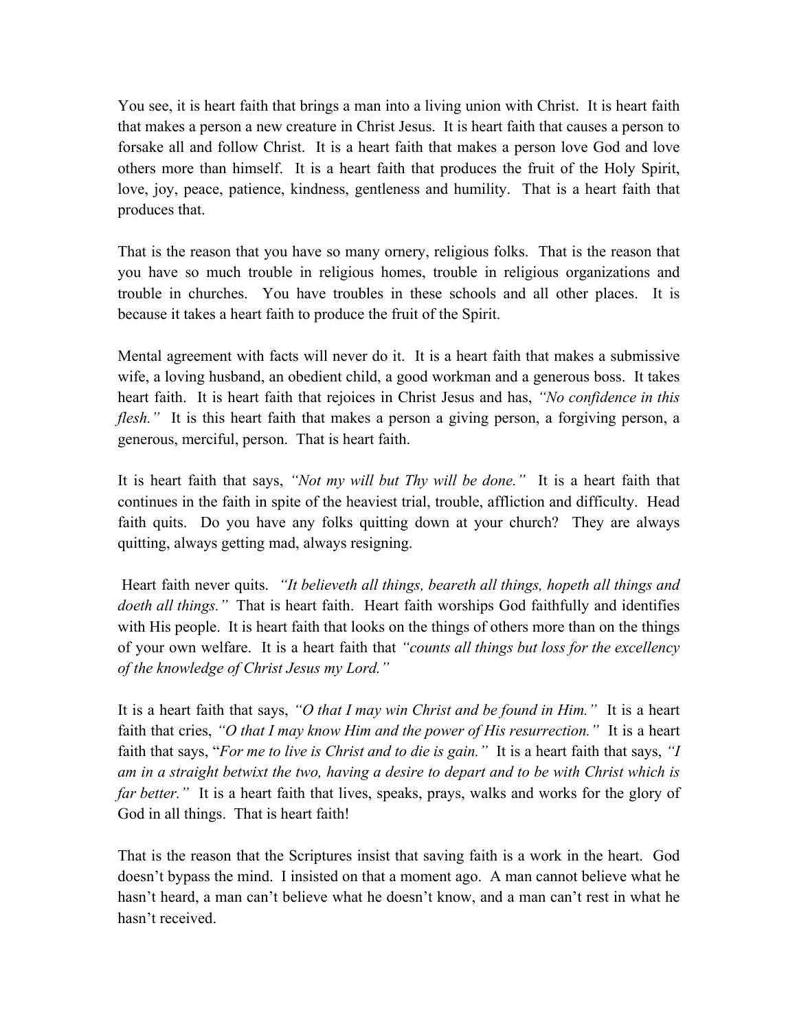You see, it is heart faith that brings a man into a living union with Christ. It is heart faith that makes a person a new creature in Christ Jesus. It is heart faith that causes a person to forsake all and follow Christ. It is a heart faith that makes a person love God and love others more than himself. It is a heart faith that produces the fruit of the Holy Spirit, love, joy, peace, patience, kindness, gentleness and humility. That is a heart faith that produces that.

That is the reason that you have so many ornery, religious folks. That is the reason that you have so much trouble in religious homes, trouble in religious organizations and trouble in churches. You have troubles in these schools and all other places. It is because it takes a heart faith to produce the fruit of the Spirit.

Mental agreement with facts will never do it. It is a heart faith that makes a submissive wife, a loving husband, an obedient child, a good workman and a generous boss. It takes heart faith. It is heart faith that rejoices in Christ Jesus and has, *"No confidence in this flesh."* It is this heart faith that makes a person a giving person, a forgiving person, a generous, merciful, person. That is heart faith.

It is heart faith that says, *"Not my will but Thy will be done."* It is a heart faith that continues in the faith in spite of the heaviest trial, trouble, affliction and difficulty. Head faith quits. Do you have any folks quitting down at your church? They are always quitting, always getting mad, always resigning.

Heart faith never quits. *"It believeth all things, beareth all things, hopeth all things and doeth all things."* That is heart faith. Heart faith worships God faithfully and identifies with His people. It is heart faith that looks on the things of others more than on the things of your own welfare. It is a heart faith that *"counts all things but loss for the excellency of the knowledge of Christ Jesus my Lord."*

It is a heart faith that says, *"O that I may win Christ and be found in Him."* It is a heart faith that cries, *"O that I may know Him and the power of His resurrection."* It is a heart faith that says, "*For me to live is Christ and to die is gain."* It is a heart faith that says, *"I am in a straight betwixt the two, having a desire to depart and to be with Christ which is far better."* It is a heart faith that lives, speaks, prays, walks and works for the glory of God in all things. That is heart faith!

That is the reason that the Scriptures insist that saving faith is a work in the heart. God doesn't bypass the mind. I insisted on that a moment ago. A man cannot believe what he hasn't heard, a man can't believe what he doesn't know, and a man can't rest in what he hasn't received.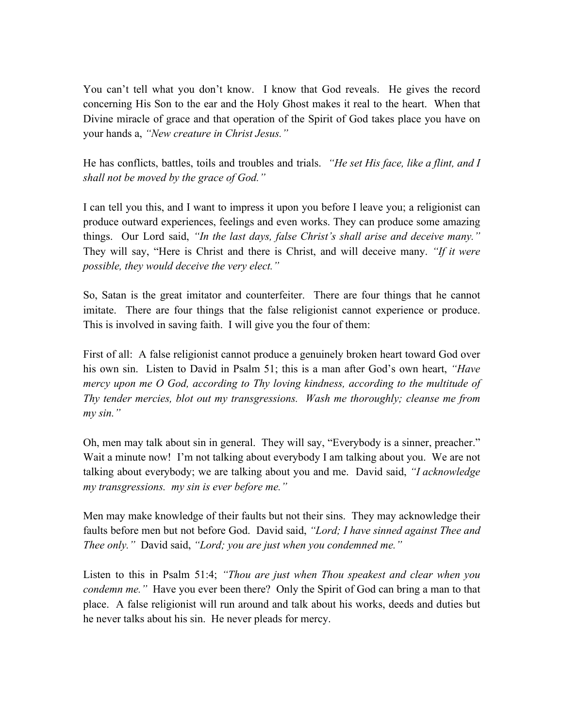You can't tell what you don't know. I know that God reveals. He gives the record concerning His Son to the ear and the Holy Ghost makes it real to the heart. When that Divine miracle of grace and that operation of the Spirit of God takes place you have on your hands a, *"New creature in Christ Jesus."*

He has conflicts, battles, toils and troubles and trials. *"He set His face, like a flint, and I shall not be moved by the grace of God."*

I can tell you this, and I want to impress it upon you before I leave you; a religionist can produce outward experiences, feelings and even works. They can produce some amazing things. Our Lord said, *"In the last days, false Christ's shall arise and deceive many."* They will say, "Here is Christ and there is Christ, and will deceive many. *"If it were possible, they would deceive the very elect."*

So, Satan is the great imitator and counterfeiter. There are four things that he cannot imitate. There are four things that the false religionist cannot experience or produce. This is involved in saving faith. I will give you the four of them:

First of all: A false religionist cannot produce a genuinely broken heart toward God over his own sin. Listen to David in Psalm 51; this is a man after God's own heart, *"Have mercy upon me O God, according to Thy loving kindness, according to the multitude of Thy tender mercies, blot out my transgressions. Wash me thoroughly; cleanse me from my sin."*

Oh, men may talk about sin in general. They will say, "Everybody is a sinner, preacher." Wait a minute now! I'm not talking about everybody I am talking about you. We are not talking about everybody; we are talking about you and me. David said, *"I acknowledge my transgressions. my sin is ever before me."*

Men may make knowledge of their faults but not their sins. They may acknowledge their faults before men but not before God. David said, *"Lord; I have sinned against Thee and Thee only."* David said, *"Lord; you are just when you condemned me."*

Listen to this in Psalm 51:4; *"Thou are just when Thou speakest and clear when you condemn me."* Have you ever been there? Only the Spirit of God can bring a man to that place. A false religionist will run around and talk about his works, deeds and duties but he never talks about his sin. He never pleads for mercy.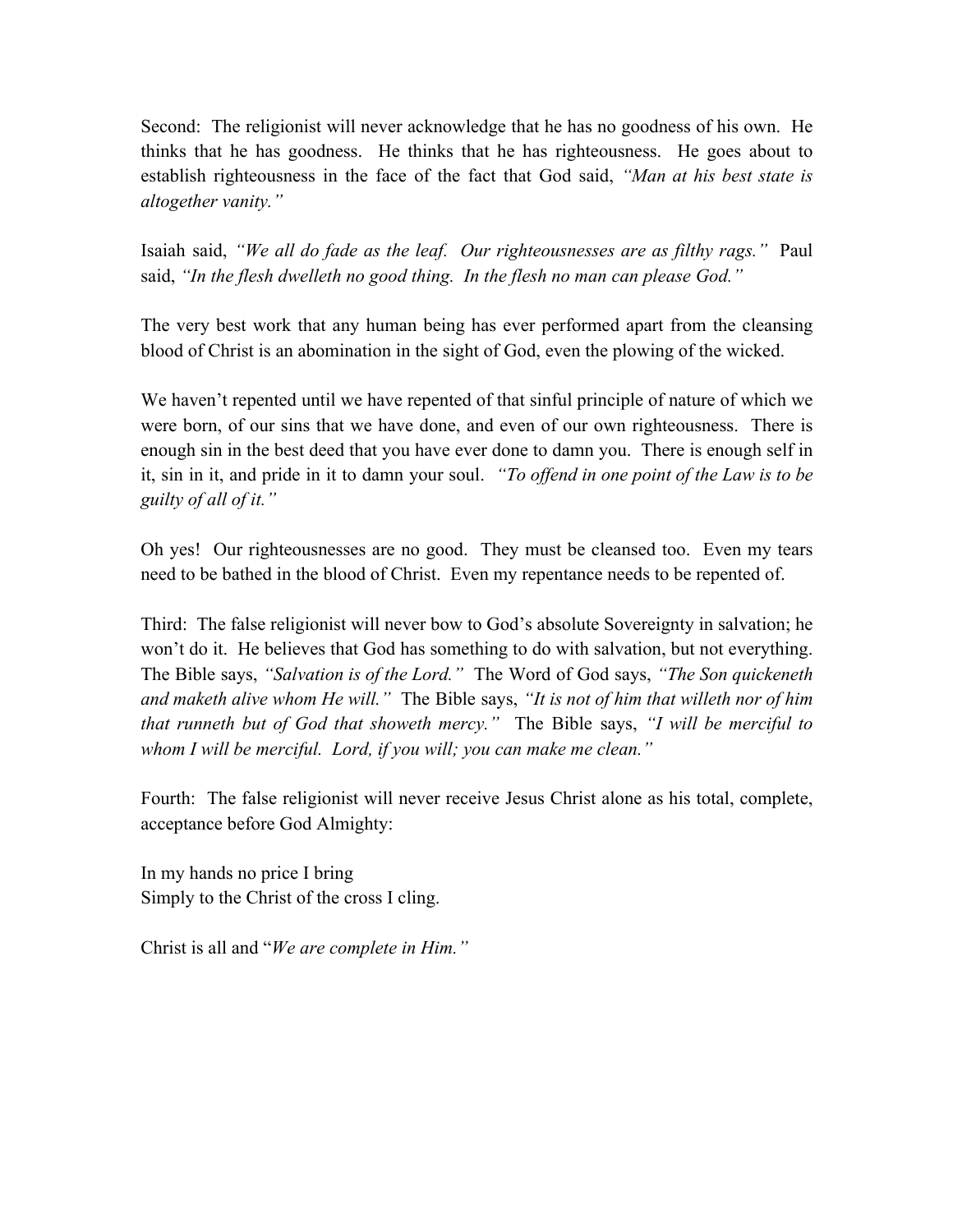Second: The religionist will never acknowledge that he has no goodness of his own. He thinks that he has goodness. He thinks that he has righteousness. He goes about to establish righteousness in the face of the fact that God said, *"Man at his best state is altogether vanity."*

Isaiah said, *"We all do fade as the leaf. Our righteousnesses are as filthy rags."* Paul said, *"In the flesh dwelleth no good thing. In the flesh no man can please God."*

The very best work that any human being has ever performed apart from the cleansing blood of Christ is an abomination in the sight of God, even the plowing of the wicked.

We haven't repented until we have repented of that sinful principle of nature of which we were born, of our sins that we have done, and even of our own righteousness. There is enough sin in the best deed that you have ever done to damn you. There is enough self in it, sin in it, and pride in it to damn your soul. *"To offend in one point of the Law is to be guilty of all of it."*

Oh yes! Our righteousnesses are no good. They must be cleansed too. Even my tears need to be bathed in the blood of Christ. Even my repentance needs to be repented of.

Third: The false religionist will never bow to God's absolute Sovereignty in salvation; he won't do it. He believes that God has something to do with salvation, but not everything. The Bible says, *"Salvation is of the Lord."* The Word of God says, *"The Son quickeneth and maketh alive whom He will."* The Bible says, *"It is not of him that willeth nor of him that runneth but of God that showeth mercy."* The Bible says, *"I will be merciful to whom I will be merciful. Lord, if you will; you can make me clean."*

Fourth: The false religionist will never receive Jesus Christ alone as his total, complete, acceptance before God Almighty:

In my hands no price I bring  
Simply to the Christ of the cross I cling.

Christ is all and "*We are complete in Him."*